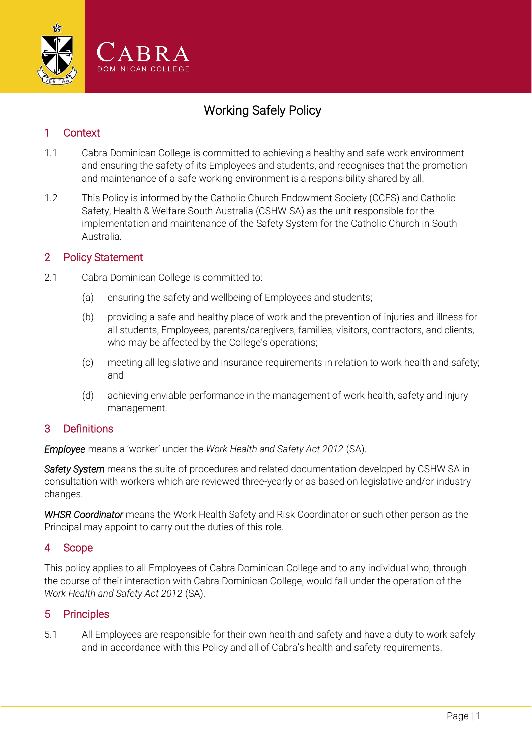Cabra Dominican College

# Working Safely Policy

## 1 Context

1.1 Cabra Dominican College is committed to achieving a healthy and safe work environment and ensuring the safety of its Employees and students, and recognises that the promotion and maintenance of a safe working environment is a responsibility shared by all.

1.2 This Policy is informed by the Catholic Church Endowment Society (CCES) and Catholic Safety, Health & Welfare South Australia (CSHW SA) as the unit responsible for the implementation and maintenance of the Safety System for the Catholic Church in South Australia.

## 2 Policy Statement

2.1 Cabra Dominican College is committed to:

(a) ensuring the safety and wellbeing of Employees and students;

(b) providing a safe and healthy place of work and the prevention of injuries and illness for all students, Employees, parents/caregivers, families, visitors, contractors, and clients, who may be affected by the College's operations;

(c) meeting all legislative and insurance requirements in relation to work health and safety; and

(d) achieving enviable performance in the management of work health, safety and injury management.

## 3 Definitions

***Employee*** means a 'worker' under the *Work Health and Safety Act 2012* (SA).

***Safety System*** means the suite of procedures and related documentation developed by CSHW SA in consultation with workers which are reviewed three-yearly or as based on legislative and/or industry changes.

***WHSR Coordinator*** means the Work Health Safety and Risk Coordinator or such other person as the Principal may appoint to carry out the duties of this role.

## 4 Scope

This policy applies to all Employees of Cabra Dominican College and to any individual who, through the course of their interaction with Cabra Dominican College, would fall under the operation of the *Work Health and Safety Act 2012* (SA).

## 5 Principles

5.1 All Employees are responsible for their own health and safety and have a duty to work safely and in accordance with this Policy and all of Cabra's health and safety requirements.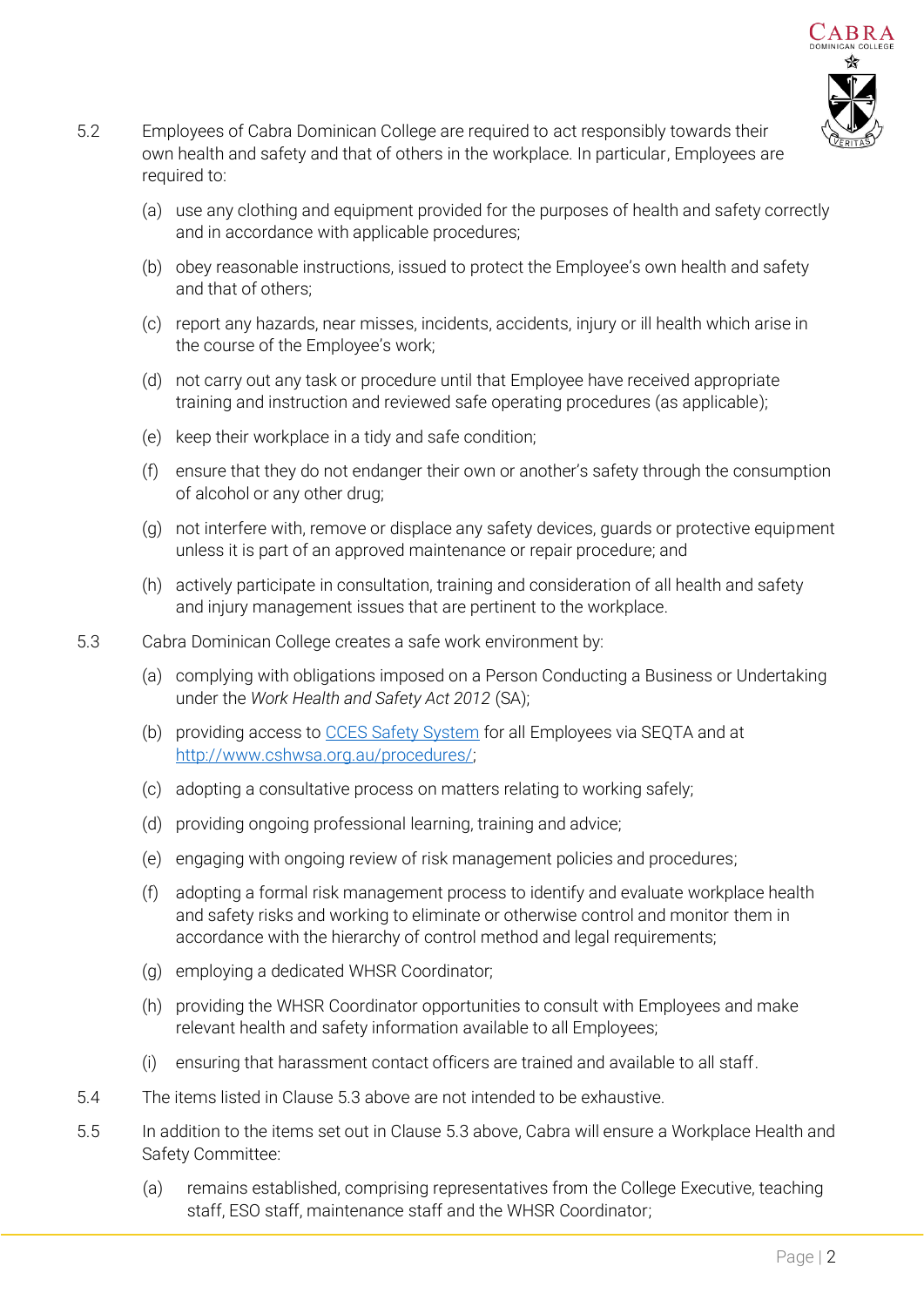5.2 Employees of Cabra Dominican College are required to act responsibly towards their own health and safety and that of others in the workplace. In particular, Employees are required to:

(a) use any clothing and equipment provided for the purposes of health and safety correctly and in accordance with applicable procedures;

(b) obey reasonable instructions, issued to protect the Employee's own health and safety and that of others;

(c) report any hazards, near misses, incidents, accidents, injury or ill health which arise in the course of the Employee's work;

(d) not carry out any task or procedure until that Employee have received appropriate training and instruction and reviewed safe operating procedures (as applicable);

(e) keep their workplace in a tidy and safe condition;

(f) ensure that they do not endanger their own or another's safety through the consumption of alcohol or any other drug;

(g) not interfere with, remove or displace any safety devices, guards or protective equipment unless it is part of an approved maintenance or repair procedure; and

(h) actively participate in consultation, training and consideration of all health and safety and injury management issues that are pertinent to the workplace.

5.3 Cabra Dominican College creates a safe work environment by:

(a) complying with obligations imposed on a Person Conducting a Business or Undertaking under the *Work Health and Safety Act 2012* (SA);

(b) providing access to [CCES Safety System](http://www.cshwsa.org.au/procedures/) for all Employees via SEQTA and at [http://www.cshwsa.org.au/procedures/](http://www.cshwsa.org.au/procedures/);

(c) adopting a consultative process on matters relating to working safely;

(d) providing ongoing professional learning, training and advice;

(e) engaging with ongoing review of risk management policies and procedures;

(f) adopting a formal risk management process to identify and evaluate workplace health and safety risks and working to eliminate or otherwise control and monitor them in accordance with the hierarchy of control method and legal requirements;

(g) employing a dedicated WHSR Coordinator;

(h) providing the WHSR Coordinator opportunities to consult with Employees and make relevant health and safety information available to all Employees;

(i) ensuring that harassment contact officers are trained and available to all staff.

5.4 The items listed in Clause 5.3 above are not intended to be exhaustive.

5.5 In addition to the items set out in Clause 5.3 above, Cabra will ensure a Workplace Health and Safety Committee:

(a) remains established, comprising representatives from the College Executive, teaching staff, ESO staff, maintenance staff and the WHSR Coordinator;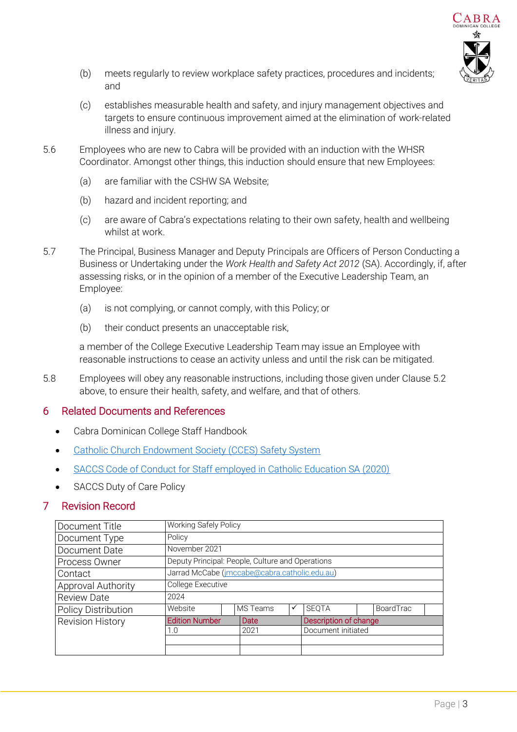(b) meets regularly to review workplace safety practices, procedures and incidents; and

(c) establishes measurable health and safety, and injury management objectives and targets to ensure continuous improvement aimed at the elimination of work-related illness and injury.

5.6 Employees who are new to Cabra will be provided with an induction with the WHSR Coordinator. Amongst other things, this induction should ensure that new Employees:

(a) are familiar with the CSHW SA Website;

(b) hazard and incident reporting; and

(c) are aware of Cabra's expectations relating to their own safety, health and wellbeing whilst at work.

5.7 The Principal, Business Manager and Deputy Principals are Officers of Person Conducting a Business or Undertaking under the *Work Health and Safety Act 2012* (SA). Accordingly, if, after assessing risks, or in the opinion of a member of the Executive Leadership Team, an Employee:

(a) is not complying, or cannot comply, with this Policy; or

(b) their conduct presents an unacceptable risk,

a member of the College Executive Leadership Team may issue an Employee with reasonable instructions to cease an activity unless and until the risk can be mitigated.

5.8 Employees will obey any reasonable instructions, including those given under Clause 5.2 above, to ensure their health, safety, and welfare, and that of others.

## 6 Related Documents and References

- Cabra Dominican College Staff Handbook
- [Catholic Church Endowment Society (CCES) Safety System]()
- [SACCS Code of Conduct for Staff employed in Catholic Education SA (2020)]()
- SACCS Duty of Care Policy

## 7 Revision Record

| | | | | | | | | |
|---|---|---|---|---|---|---|---|---|
| Document Title | Working Safely Policy | | | | | | | |
| Document Type | Policy | | | | | | | |
| Document Date | November 2021 | | | | | | | |
| Process Owner | Deputy Principal: People, Culture and Operations | | | | | | | |
| Contact | Jarrad McCabe ([jmccabe@cabra.catholic.edu.au](mailto:jmccabe@cabra.catholic.edu.au)) | | | | | | | |
| Approval Authority | College Executive | | | | | | | |
| Review Date | 2024 | | | | | | | |
| Policy Distribution | Website | | MS Teams | ✓ | SEQTA | | BoardTrac | |
| Revision History | Edition Number | | Date | | Description of change | | | |
| | 1.0 | | 2021 | | Document initiated | | | |
| | | | | | | | | |
| | | | | | | | | |